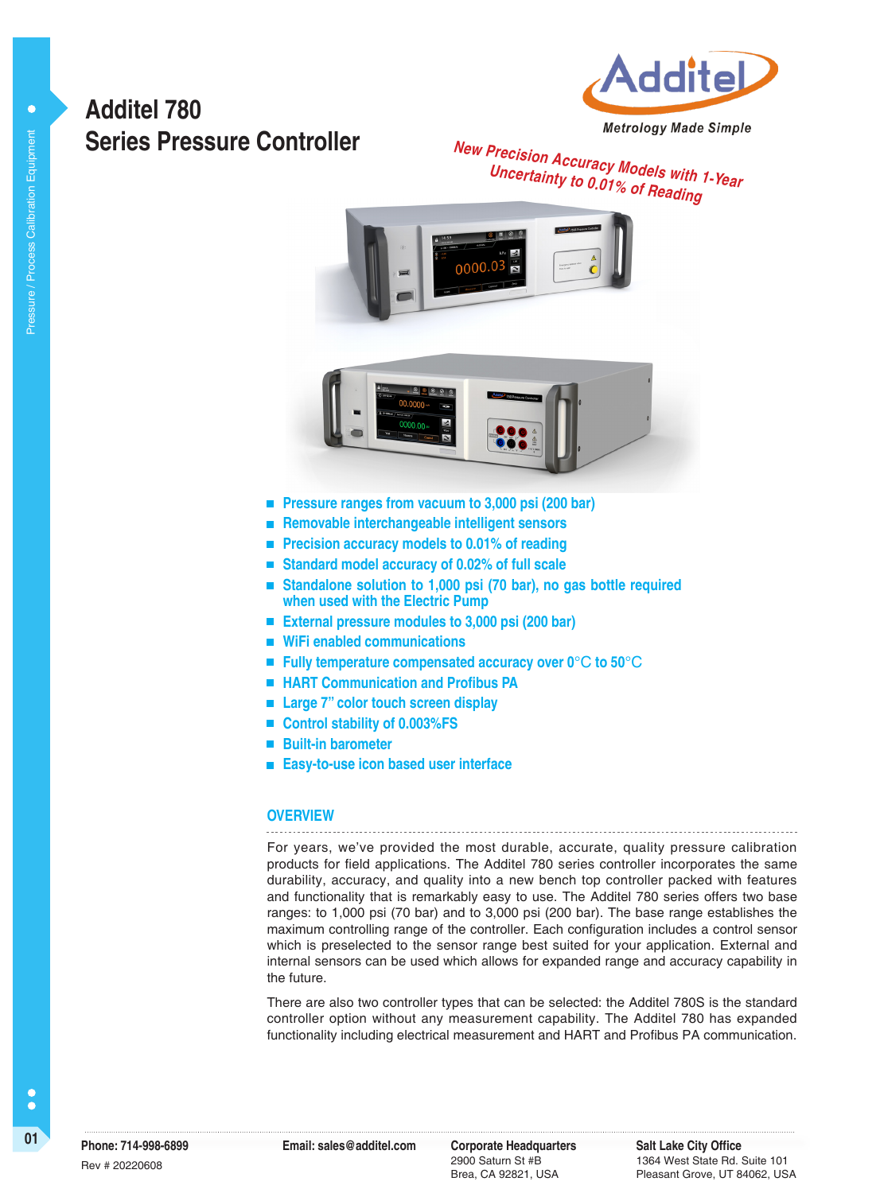# Additel 780 Series Pressure Controller

Metrology Made Simple

*New Precision Accuracy Models with 1-Year Uncertainty to 0.01% of Reading*

- Pressure ranges from vacuum to 3,000 psi (200 bar)
- Removable interchangeable intelligent sensors
- Precision accuracy models to 0.01% of reading
- Standard model accuracy of 0.02% of full scale
- Standalone solution to 1,000 psi (70 bar), no gas bottle required when used with the Electric Pump
- External pressure modules to 3,000 psi (200 bar)
- WiFi enabled communications
- Fully temperature compensated accuracy over 0°C to 50°C
- HART Communication and Profibus PA
- Large 7" color touch screen display
- Control stability of 0.003%FS
- Built-in barometer
- Easy-to-use icon based user interface

## OVERVIEW

For years, we've provided the most durable, accurate, quality pressure calibration products for field applications. The Additel 780 series controller incorporates the same durability, accuracy, and quality into a new bench top controller packed with features and functionality that is remarkably easy to use. The Additel 780 series offers two base ranges: to 1,000 psi (70 bar) and to 3,000 psi (200 bar). The base range establishes the maximum controlling range of the controller. Each configuration includes a control sensor which is preselected to the sensor range best suited for your application. External and internal sensors can be used which allows for expanded range and accuracy capability in the future.

There are also two controller types that can be selected: the Additel 780S is the standard controller option without any measurement capability. The Additel 780 has expanded functionality including electrical measurement and HART and Profibus PA communication.

**Phone: 714-998-6899**
Rev # 20220608

**Email: sales@additel.com**

**Corporate Headquarters**
2900 Saturn St #B
Brea, CA 92821, USA

**Salt Lake City Office**
1364 West State Rd. Suite 101
Pleasant Grove, UT 84062, USA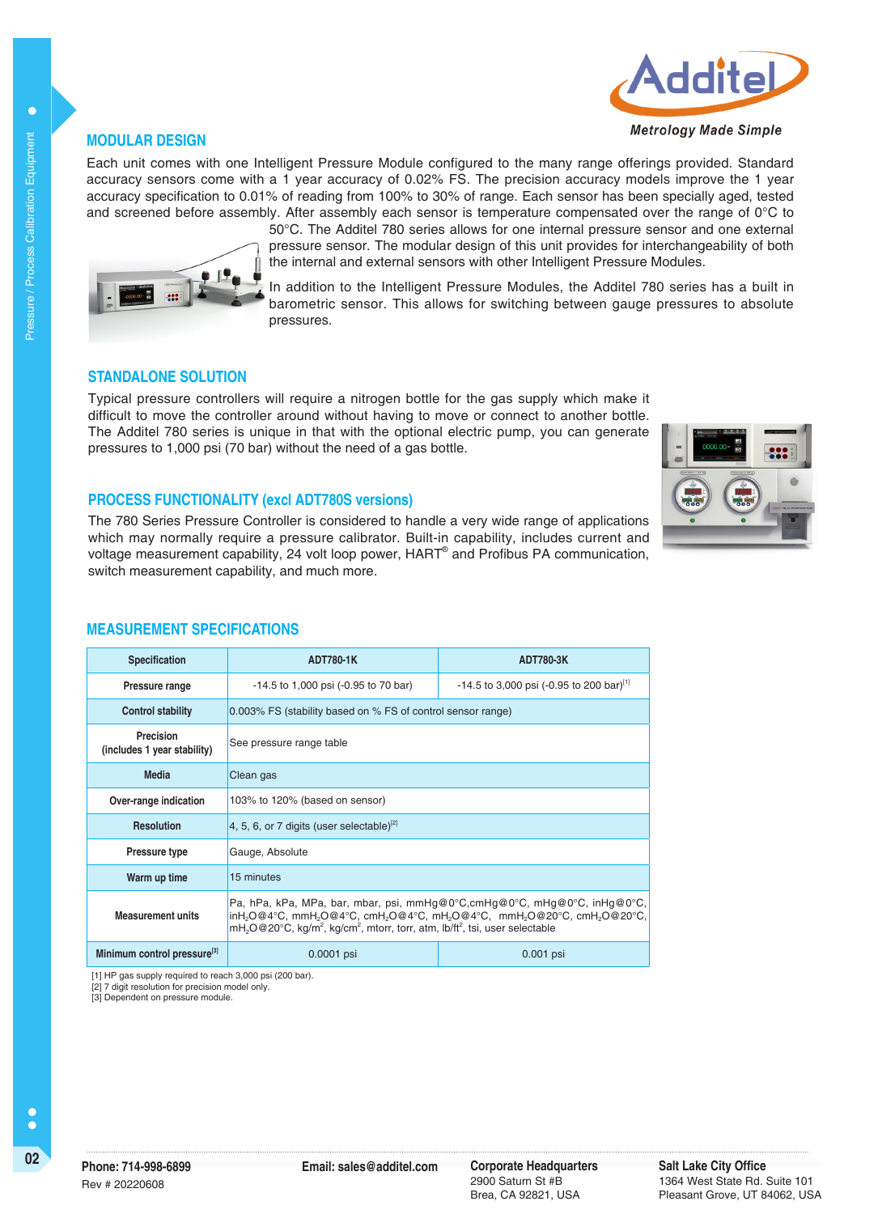## MODULAR DESIGN

Each unit comes with one Intelligent Pressure Module configured to the many range offerings provided. Standard accuracy sensors come with a 1 year accuracy of 0.02% FS. The precision accuracy models improve the 1 year accuracy specification to 0.01% of reading from 100% to 30% of range. Each sensor has been specially aged, tested and screened before assembly. After assembly each sensor is temperature compensated over the range of 0°C to 50°C. The Additel 780 series allows for one internal pressure sensor and one external pressure sensor. The modular design of this unit provides for interchangeability of both the internal and external sensors with other Intelligent Pressure Modules.

In addition to the Intelligent Pressure Modules, the Additel 780 series has a built in barometric sensor. This allows for switching between gauge pressures to absolute pressures.

## STANDALONE SOLUTION

Typical pressure controllers will require a nitrogen bottle for the gas supply which make it difficult to move the controller around without having to move or connect to another bottle. The Additel 780 series is unique in that with the optional electric pump, you can generate pressures to 1,000 psi (70 bar) without the need of a gas bottle.

## PROCESS FUNCTIONALITY (excl ADT780S versions)

The 780 Series Pressure Controller is considered to handle a very wide range of applications which may normally require a pressure calibrator. Built-in capability, includes current and voltage measurement capability, 24 volt loop power, HART® and Profibus PA communication, switch measurement capability, and much more.

## MEASUREMENT SPECIFICATIONS

| Specification | ADT780-1K | ADT780-3K |
|---|---|---|
| Pressure range | -14.5 to 1,000 psi (-0.95 to 70 bar) | -14.5 to 3,000 psi (-0.95 to 200 bar)[1] |
| Control stability | 0.003% FS (stability based on % FS of control sensor range) | |
| Precision (includes 1 year stability) | See pressure range table | |
| Media | Clean gas | |
| Over-range indication | 103% to 120% (based on sensor) | |
| Resolution | 4, 5, 6, or 7 digits (user selectable)[2] | |
| Pressure type | Gauge, Absolute | |
| Warm up time | 15 minutes | |
| Measurement units | Pa, hPa, kPa, MPa, bar, mbar, psi, mmHg@0°C, cmHg@0°C, mHg@0°C, inHg@0°C, $inH_2O$@4°C, $mmH_2O$@4°C, $cmH_2O$@4°C, $mH_2O$@4°C, $mmH_2O$@20°C, $cmH_2O$@20°C, $mH_2O$@20°C, $kg/m^2$, $kg/cm^2$, mtorr, torr, atm, $lb/ft^2$, tsi, user selectable | |
| Minimum control pressure[3] | 0.0001 psi | 0.001 psi |

[1] HP gas supply required to reach 3,000 psi (200 bar).
[2] 7 digit resolution for precision model only.
[3] Dependent on pressure module.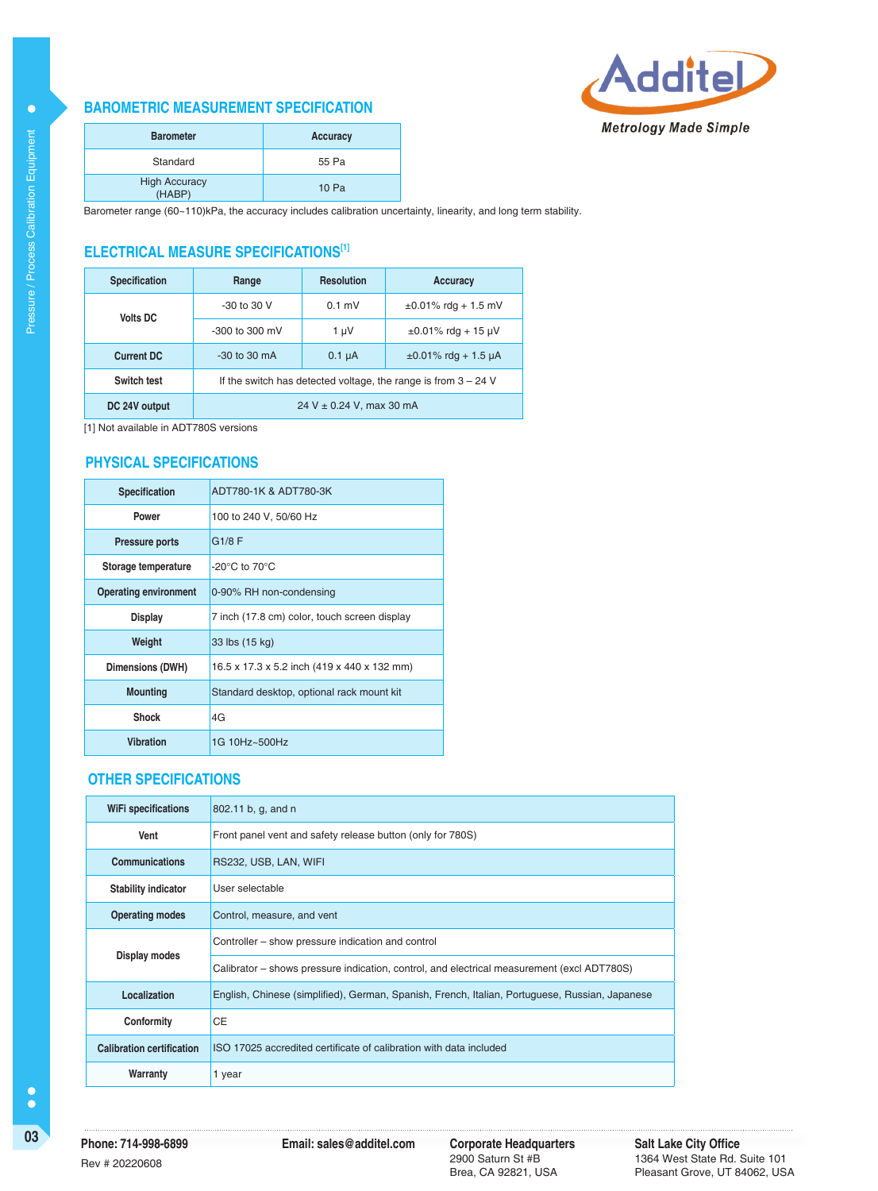## BAROMETRIC MEASUREMENT SPECIFICATION

| Barometer | Accuracy |
|---|---|
| Standard | 55 Pa |
| High Accuracy (HABP) | 10 Pa |

Barometer range (60~110)kPa, the accuracy includes calibration uncertainty, linearity, and long term stability.

## ELECTRICAL MEASURE SPECIFICATIONS[1]

| Specification | Range | Resolution | Accuracy |
|---|---|---|---|
| Volts DC | -30 to 30 V | 0.1 mV | ±0.01% rdg + 1.5 mV |
| | -300 to 300 mV | 1 µV | ±0.01% rdg + 15 µV |
| Current DC | -30 to 30 mA | 0.1 µA | ±0.01% rdg + 1.5 µA |
| Switch test | If the switch has detected voltage, the range is from 3 – 24 V | | |
| DC 24V output | 24 V ± 0.24 V, max 30 mA | | |

[1] Not available in ADT780S versions

## PHYSICAL SPECIFICATIONS

| Specification | ADT780-1K & ADT780-3K |
|---|---|
| Power | 100 to 240 V, 50/60 Hz |
| Pressure ports | G1/8 F |
| Storage temperature | -20°C to 70°C |
| Operating environment | 0-90% RH non-condensing |
| Display | 7 inch (17.8 cm) color, touch screen display |
| Weight | 33 lbs (15 kg) |
| Dimensions (DWH) | 16.5 x 17.3 x 5.2 inch (419 x 440 x 132 mm) |
| Mounting | Standard desktop, optional rack mount kit |
| Shock | 4G |
| Vibration | 1G 10Hz~500Hz |

## OTHER SPECIFICATIONS

| | |
|---|---|
| WiFi specifications | 802.11 b, g, and n |
| Vent | Front panel vent and safety release button (only for 780S) |
| Communications | RS232, USB, LAN, WIFI |
| Stability indicator | User selectable |
| Operating modes | Control, measure, and vent |
| Display modes | Controller – show pressure indication and control |
| | Calibrator – shows pressure indication, control, and electrical measurement (excl ADT780S) |
| Localization | English, Chinese (simplified), German, Spanish, French, Italian, Portuguese, Russian, Japanese |
| Conformity | CE |
| Calibration certification | ISO 17025 accredited certificate of calibration with data included |
| Warranty | 1 year |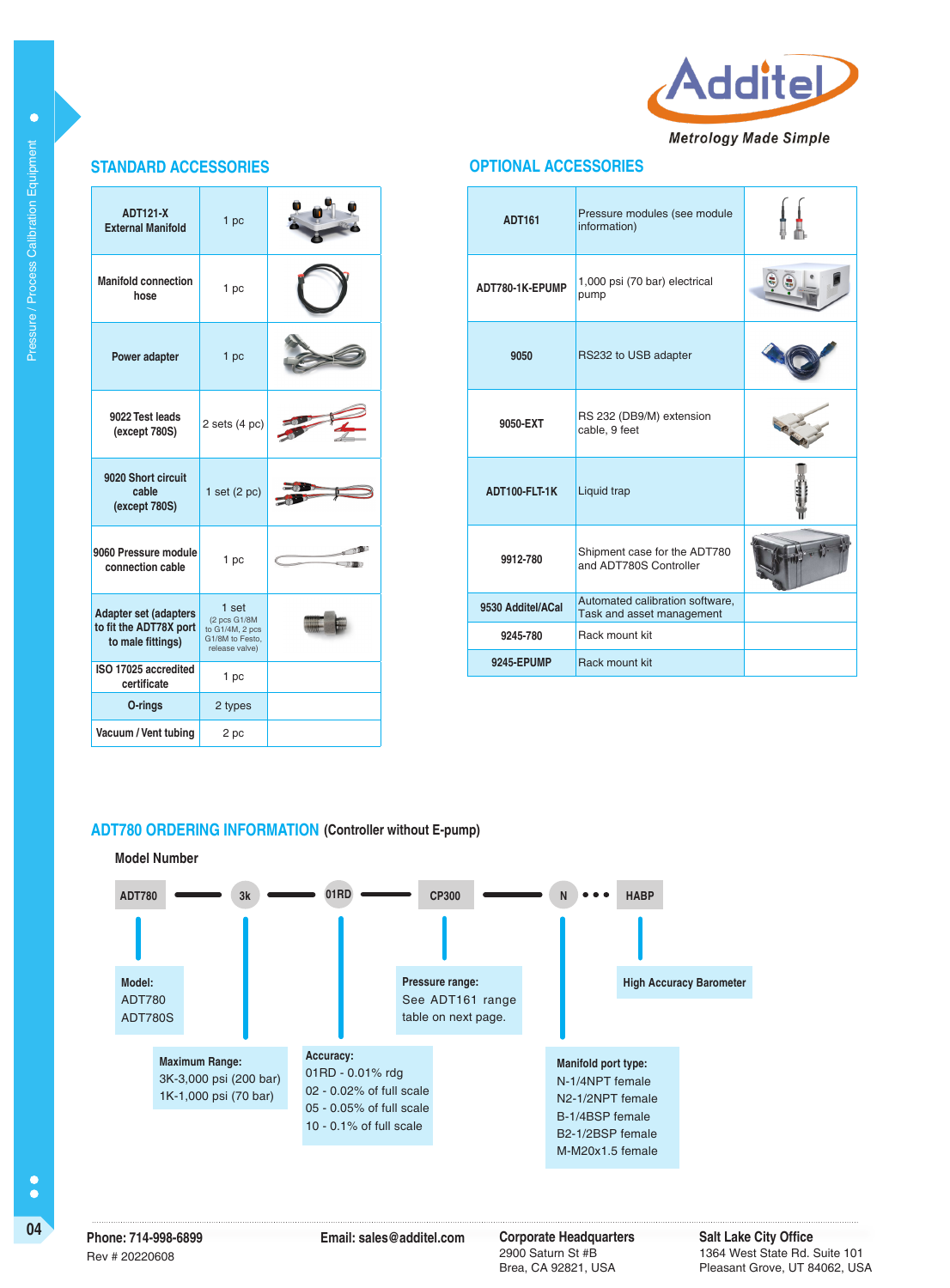## STANDARD ACCESSORIES

| Item | Quantity |
| --- | --- |
| ADT121-X External Manifold | 1 pc |
| Manifold connection hose | 1 pc |
| Power adapter | 1 pc |
| 9022 Test leads (except 780S) | 2 sets (4 pc) |
| 9020 Short circuit cable (except 780S) | 1 set (2 pc) |
| 9060 Pressure module connection cable | 1 pc |
| Adapter set (adapters to fit the ADT78X port to male fittings) | 1 set (2 pcs G1/8M to G1/4M, 2 pcs G1/8M to Festo, release valve) |
| ISO 17025 accredited certificate | 1 pc |
| O-rings | 2 types |
| Vacuum / Vent tubing | 2 pc |

## OPTIONAL ACCESSORIES

| Model | Description |
| --- | --- |
| ADT161 | Pressure modules (see module information) |
| ADT780-1K-EPUMP | 1,000 psi (70 bar) electrical pump |
| 9050 | RS232 to USB adapter |
| 9050-EXT | RS 232 (DB9/M) extension cable, 9 feet |
| ADT100-FLT-1K | Liquid trap |
| 9912-780 | Shipment case for the ADT780 and ADT780S Controller |
| 9530 Additel/ACal | Automated calibration software, Task and asset management |
| 9245-780 | Rack mount kit |
| 9245-EPUMP | Rack mount kit |

## ADT780 ORDERING INFORMATION (Controller without E-pump)

**Model Number**

ADT780 — 3k — 01RD — CP300 — N ••• HABP

**Model:**
- ADT780
- ADT780S

**Maximum Range:**
- 3K-3,000 psi (200 bar)
- 1K-1,000 psi (70 bar)

**Accuracy:**
- 01RD - 0.01% rdg
- 02 - 0.02% of full scale
- 05 - 0.05% of full scale
- 10 - 0.1% of full scale

**Pressure range:**
See ADT161 range table on next page.

**Manifold port type:**
- N-1/4NPT female
- N2-1/2NPT female
- B-1/4BSP female
- B2-1/2BSP female
- M-M20x1.5 female

**High Accuracy Barometer**

Phone: 714-998-6899
Rev # 20220608

Email: sales@additel.com

**Corporate Headquarters**
2900 Saturn St #B
Brea, CA 92821, USA

**Salt Lake City Office**
1364 West State Rd. Suite 101
Pleasant Grove, UT 84062, USA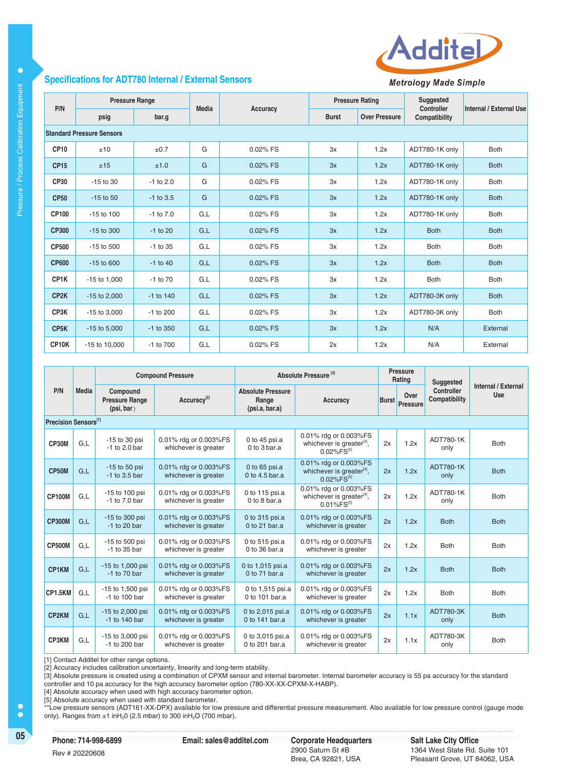## Specifications for ADT780 Internal / External Sensors

| P/N | Pressure Range | | Media | Accuracy | Pressure Rating | | Suggested Controller Compatibility | Internal / External Use |
|---|---|---|---|---|---|---|---|---|
| | psig | bar.g | | | Burst | Over Pressure | | |
| **Standard Pressure Sensors** | | | | | | | | |
| CP10 | ±10 | ±0.7 | G | 0.02% FS | 3x | 1.2x | ADT780-1K only | Both |
| CP15 | ±15 | ±1.0 | G | 0.02% FS | 3x | 1.2x | ADT780-1K only | Both |
| CP30 | -15 to 30 | -1 to 2.0 | G | 0.02% FS | 3x | 1.2x | ADT780-1K only | Both |
| CP50 | -15 to 50 | -1 to 3.5 | G | 0.02% FS | 3x | 1.2x | ADT780-1K only | Both |
| CP100 | -15 to 100 | -1 to 7.0 | G,L | 0.02% FS | 3x | 1.2x | ADT780-1K only | Both |
| CP300 | -15 to 300 | -1 to 20 | G,L | 0.02% FS | 3x | 1.2x | Both | Both |
| CP500 | -15 to 500 | -1 to 35 | G,L | 0.02% FS | 3x | 1.2x | Both | Both |
| CP600 | -15 to 600 | -1 to 40 | G,L | 0.02% FS | 3x | 1.2x | Both | Both |
| CP1K | -15 to 1,000 | -1 to 70 | G,L | 0.02% FS | 3x | 1.2x | Both | Both |
| CP2K | -15 to 2,000 | -1 to 140 | G,L | 0.02% FS | 3x | 1.2x | ADT780-3K only | Both |
| CP3K | -15 to 3,000 | -1 to 200 | G,L | 0.02% FS | 3x | 1.2x | ADT780-3K only | Both |
| CP5K | -15 to 5,000 | -1 to 350 | G,L | 0.02% FS | 3x | 1.2x | N/A | External |
| CP10K | -15 to 10,000 | -1 to 700 | G,L | 0.02% FS | 2x | 1.2x | N/A | External |

| P/N | Media | Compound Pressure | | Absolute Pressure [3] | | Pressure Rating | | Suggested Controller Compatibility | Internal / External Use |
|---|---|---|---|---|---|---|---|---|---|
| | | Compound Pressure Range (psi, bar) | Accuracy[2] | Absolute Pressure Range (psi.a, bar.a) | Accuracy | Burst | Over Pressure | | |
| **Precision Sensors[1]** | | | | | | | | | |
| CP30M | G,L | -15 to 30 psi<br>-1 to 2.0 bar | 0.01% rdg or 0.003%FS whichever is greater | 0 to 45 psi.a<br>0 to 3 bar.a | 0.01% rdg or 0.003%FS whichever is greater[4], 0.02%FS[5] | 2x | 1.2x | ADT780-1K only | Both |
| CP50M | G,L | -15 to 50 psi<br>-1 to 3.5 bar | 0.01% rdg or 0.003%FS whichever is greater | 0 to 65 psi.a<br>0 to 4.5 bar.a | 0.01% rdg or 0.003%FS whichever is greater[4], 0.02%FS[5] | 2x | 1.2x | ADT780-1K only | Both |
| CP100M | G,L | -15 to 100 psi<br>-1 to 7.0 bar | 0.01% rdg or 0.003%FS whichever is greater | 0 to 115 psi.a<br>0 to 8 bar.a | 0.01% rdg or 0.003%FS whichever is greater[4], 0.01%FS[5] | 2x | 1.2x | ADT780-1K only | Both |
| CP300M | G,L | -15 to 300 psi<br>-1 to 20 bar | 0.01% rdg or 0.003%FS whichever is greater | 0 to 315 psi.a<br>0 to 21 bar.a | 0.01% rdg or 0.003%FS whichever is greater | 2x | 1.2x | Both | Both |
| CP500M | G,L | -15 to 500 psi<br>-1 to 35 bar | 0.01% rdg or 0.003%FS whichever is greater | 0 to 515 psi.a<br>0 to 36 bar.a | 0.01% rdg or 0.003%FS whichever is greater | 2x | 1.2x | Both | Both |
| CP1KM | G,L | -15 to 1,000 psi<br>-1 to 70 bar | 0.01% rdg or 0.003%FS whichever is greater | 0 to 1,015 psi.a<br>0 to 71 bar.a | 0.01% rdg or 0.003%FS whichever is greater | 2x | 1.2x | Both | Both |
| CP1.5KM | G,L | -15 to 1,500 psi<br>-1 to 100 bar | 0.01% rdg or 0.003%FS whichever is greater | 0 to 1,515 psi.a<br>0 to 101 bar.a | 0.01% rdg or 0.003%FS whichever is greater | 2x | 1.2x | Both | Both |
| CP2KM | G,L | -15 to 2,000 psi<br>-1 to 140 bar | 0.01% rdg or 0.003%FS whichever is greater | 0 to 2,015 psi.a<br>0 to 141 bar.a | 0.01% rdg or 0.003%FS whichever is greater | 2x | 1.1x | ADT780-3K only | Both |
| CP3KM | G,L | -15 to 3,000 psi<br>-1 to 200 bar | 0.01% rdg or 0.003%FS whichever is greater | 0 to 3,015 psi.a<br>0 to 201 bar.a | 0.01% rdg or 0.003%FS whichever is greater | 2x | 1.1x | ADT780-3K only | Both |

[1] Contact Additel for other range options.
[2] Accuracy includes calibration uncertainty, linearity and long-term stability.
[3] Absolute pressure is created using a combination of CPXM sensor and internal barometer. Internal barometer accuracy is 55 pa accuracy for the standard controller and 10 pa accuracy for the high accuracy barometer option (780-XX-XX-CPXM-X-HABP).
[4] Absolute accuracy when used with high accuracy barometer option.
[5] Absolute accuracy when used with standard barometer.
**Low pressure sensors (ADT161-XX-DPX) available for low pressure and differential pressure measurement. Also available for low pressure control (gauge mode only). Ranges from ±1 $inH_2O$ (2.5 mbar) to 300 $inH_2O$ (700 mbar).

**Phone: 714-998-6899**
Rev # 20220608

**Email: sales@additel.com**

**Corporate Headquarters**
2900 Saturn St #B
Brea, CA 92821, USA

**Salt Lake City Office**
1364 West State Rd. Suite 101
Pleasant Grove, UT 84062, USA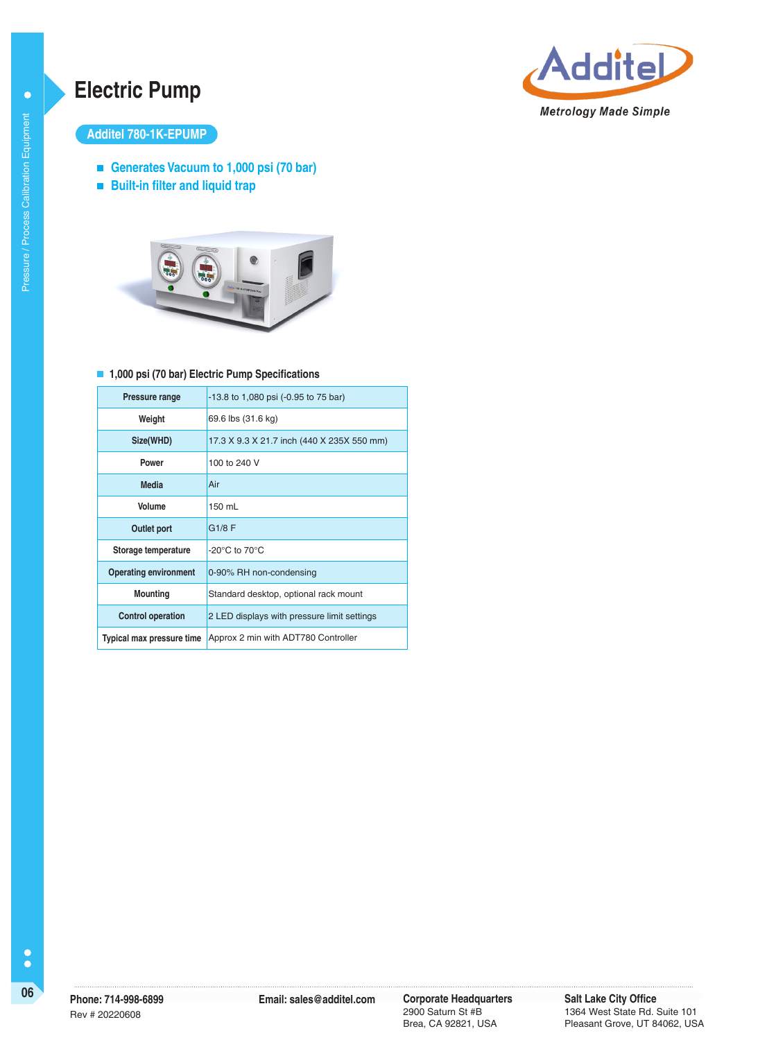# Electric Pump

## Additel 780-1K-EPUMP

- Generates Vacuum to 1,000 psi (70 bar)
- Built-in filter and liquid trap

### 1,000 psi (70 bar) Electric Pump Specifications

| | |
|---|---|
| Pressure range | -13.8 to 1,080 psi (-0.95 to 75 bar) |
| Weight | 69.6 lbs (31.6 kg) |
| Size(WHD) | 17.3 X 9.3 X 21.7 inch (440 X 235X 550 mm) |
| Power | 100 to 240 V |
| Media | Air |
| Volume | 150 mL |
| Outlet port | G1/8 F |
| Storage temperature | -20°C to 70°C |
| Operating environment | 0-90% RH non-condensing |
| Mounting | Standard desktop, optional rack mount |
| Control operation | 2 LED displays with pressure limit settings |
| Typical max pressure time | Approx 2 min with ADT780 Controller |

**Phone: 714-998-6899**
Rev # 20220608

**Email: sales@additel.com**

**Corporate Headquarters**
2900 Saturn St #B
Brea, CA 92821, USA

**Salt Lake City Office**
1364 West State Rd. Suite 101
Pleasant Grove, UT 84062, USA